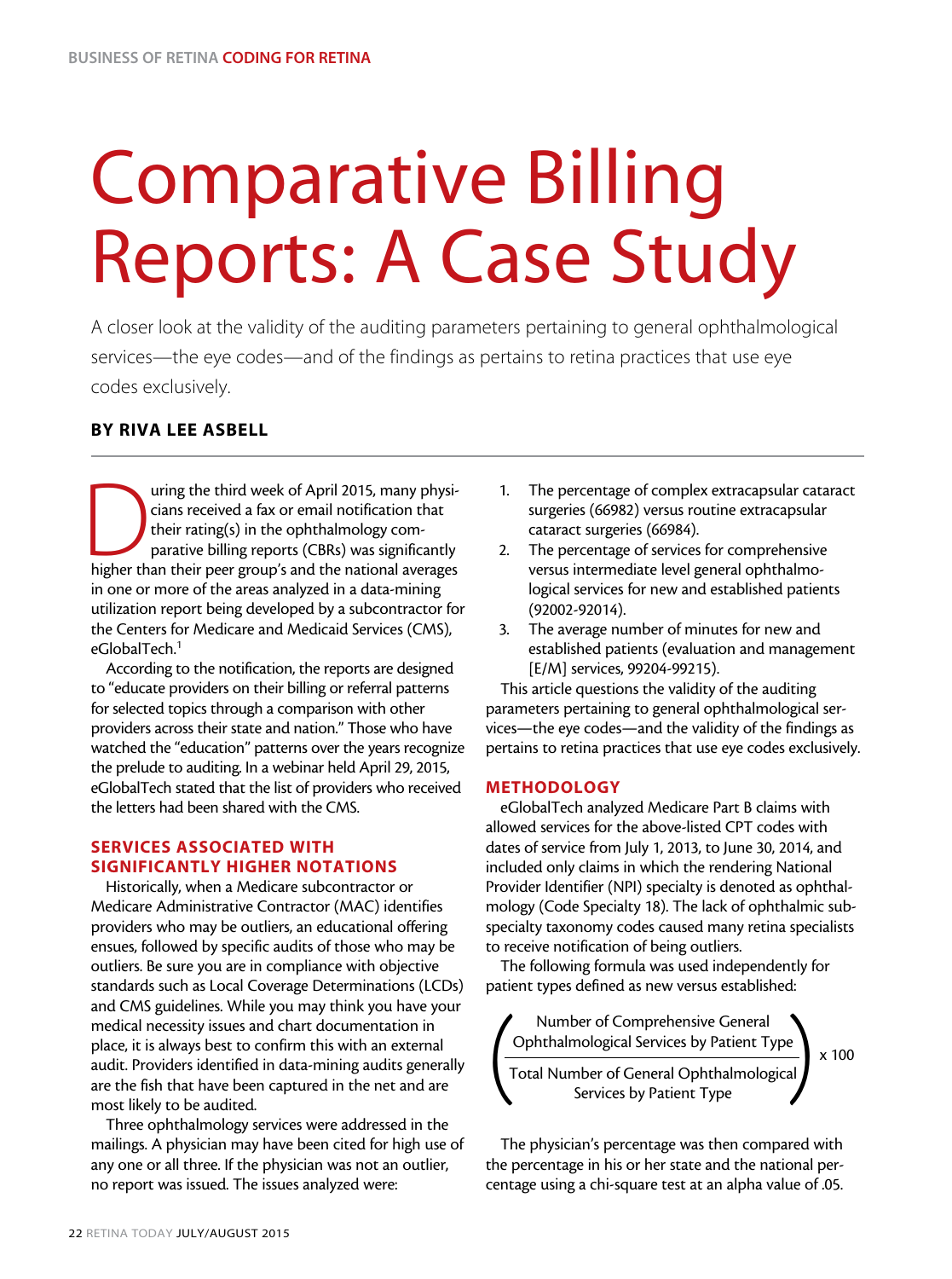BUSINESS OF RETINA CODING FOR RETINA

# Comparative Billing Reports: A Case Study

A closer look at the validity of the auditing parameters pertaining to general ophthalmological services—the eye codes—and of the findings as pertains to retina practices that use eye codes exclusively.

**BY RIVA LEE ASBELL**

During the third week of April 2015, many physicians received a fax or email notification that their rating(s) in the ophthalmology comparative billing reports (CBRs) was significantly higher than their peer group's and the national averages in one or more of the areas analyzed in a data-mining utilization report being developed by a subcontractor for the Centers for Medicare and Medicaid Services (CMS), eGlobalTech.[1]

According to the notification, the reports are designed to "educate providers on their billing or referral patterns for selected topics through a comparison with other providers across their state and nation." Those who have watched the "education" patterns over the years recognize the prelude to auditing. In a webinar held April 29, 2015, eGlobalTech stated that the list of providers who received the letters had been shared with the CMS.

## SERVICES ASSOCIATED WITH SIGNIFICANTLY HIGHER NOTATIONS

Historically, when a Medicare subcontractor or Medicare Administrative Contractor (MAC) identifies providers who may be outliers, an educational offering ensues, followed by specific audits of those who may be outliers. Be sure you are in compliance with objective standards such as Local Coverage Determinations (LCDs) and CMS guidelines. While you may think you have your medical necessity issues and chart documentation in place, it is always best to confirm this with an external audit. Providers identified in data-mining audits generally are the fish that have been captured in the net and are most likely to be audited.

Three ophthalmology services were addressed in the mailings. A physician may have been cited for high use of any one or all three. If the physician was not an outlier, no report was issued. The issues analyzed were:

1. The percentage of complex extracapsular cataract surgeries (66982) versus routine extracapsular cataract surgeries (66984).
2. The percentage of services for comprehensive versus intermediate level general ophthalmological services for new and established patients (92002-92014).
3. The average number of minutes for new and established patients (evaluation and management [E/M] services, 99204-99215).

This article questions the validity of the auditing parameters pertaining to general ophthalmological services—the eye codes—and the validity of the findings as pertains to retina practices that use eye codes exclusively.

## METHODOLOGY

eGlobalTech analyzed Medicare Part B claims with allowed services for the above-listed CPT codes with dates of service from July 1, 2013, to June 30, 2014, and included only claims in which the rendering National Provider Identifier (NPI) specialty is denoted as ophthalmology (Code Specialty 18). The lack of ophthalmic subspecialty taxonomy codes caused many retina specialists to receive notification of being outliers.

The following formula was used independently for patient types defined as new versus established:

$$\left( \frac{\text{Number of Comprehensive General Ophthalmological Services by Patient Type}}{\text{Total Number of General Ophthalmological Services by Patient Type}} \right) \times 100$$

The physician's percentage was then compared with the percentage in his or her state and the national percentage using a chi-square test at an alpha value of .05.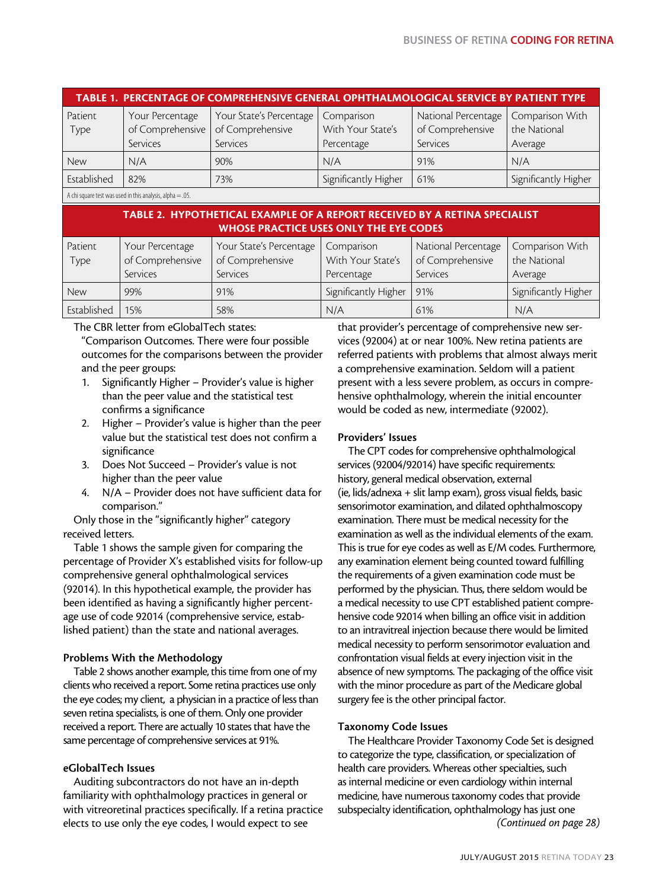**TABLE 1. PERCENTAGE OF COMPREHENSIVE GENERAL OPHTHALMOLOGICAL SERVICE BY PATIENT TYPE**

| Patient Type | Your Percentage of Comprehensive Services | Your State's Percentage of Comprehensive Services | Comparison With Your State's Percentage | National Percentage of Comprehensive Services | Comparison With the National Average |
|---|---|---|---|---|---|
| New | N/A | 90% | N/A | 91% | N/A |
| Established | 82% | 73% | Significantly Higher | 61% | Significantly Higher |

A chi square test was used in this analysis, alpha = .05.

**TABLE 2. HYPOTHETICAL EXAMPLE OF A REPORT RECEIVED BY A RETINA SPECIALIST WHOSE PRACTICE USES ONLY THE EYE CODES**

| Patient Type | Your Percentage of Comprehensive Services | Your State's Percentage of Comprehensive Services | Comparison With Your State's Percentage | National Percentage of Comprehensive Services | Comparison With the National Average |
|---|---|---|---|---|---|
| New | 99% | 91% | Significantly Higher | 91% | Significantly Higher |
| Established | 15% | 58% | N/A | 61% | N/A |

The CBR letter from eGlobalTech states:

"Comparison Outcomes. There were four possible outcomes for the comparisons between the provider and the peer groups:

1. Significantly Higher – Provider's value is higher than the peer value and the statistical test confirms a significance
2. Higher – Provider's value is higher than the peer value but the statistical test does not confirm a significance
3. Does Not Succeed – Provider's value is not higher than the peer value
4. N/A – Provider does not have sufficient data for comparison."

Only those in the "significantly higher" category received letters.

Table 1 shows the sample given for comparing the percentage of Provider X's established visits for follow-up comprehensive general ophthalmological services (92014). In this hypothetical example, the provider has been identified as having a significantly higher percentage use of code 92014 (comprehensive service, established patient) than the state and national averages.

### Problems With the Methodology

Table 2 shows another example, this time from one of my clients who received a report. Some retina practices use only the eye codes; my client, a physician in a practice of less than seven retina specialists, is one of them. Only one provider received a report. There are actually 10 states that have the same percentage of comprehensive services at 91%.

### eGlobalTech Issues

Auditing subcontractors do not have an in-depth familiarity with ophthalmology practices in general or with vitreoretinal practices specifically. If a retina practice elects to use only the eye codes, I would expect to see that provider's percentage of comprehensive new services (92004) at or near 100%. New retina patients are referred patients with problems that almost always merit a comprehensive examination. Seldom will a patient present with a less severe problem, as occurs in comprehensive ophthalmology, wherein the initial encounter would be coded as new, intermediate (92002).

### Providers' Issues

The CPT codes for comprehensive ophthalmological services (92004/92014) have specific requirements: history, general medical observation, external (ie, lids/adnexa + slit lamp exam), gross visual fields, basic sensorimotor examination, and dilated ophthalmoscopy examination. There must be medical necessity for the examination as well as the individual elements of the exam. This is true for eye codes as well as E/M codes. Furthermore, any examination element being counted toward fulfilling the requirements of a given examination code must be performed by the physician. Thus, there seldom would be a medical necessity to use CPT established patient comprehensive code 92014 when billing an office visit in addition to an intravitreal injection because there would be limited medical necessity to perform sensorimotor evaluation and confrontation visual fields at every injection visit in the absence of new symptoms. The packaging of the office visit with the minor procedure as part of the Medicare global surgery fee is the other principal factor.

### Taxonomy Code Issues

The Healthcare Provider Taxonomy Code Set is designed to categorize the type, classification, or specialization of health care providers. Whereas other specialties, such as internal medicine or even cardiology within internal medicine, have numerous taxonomy codes that provide subspecialty identification, ophthalmology has just one

*(Continued on page 28)*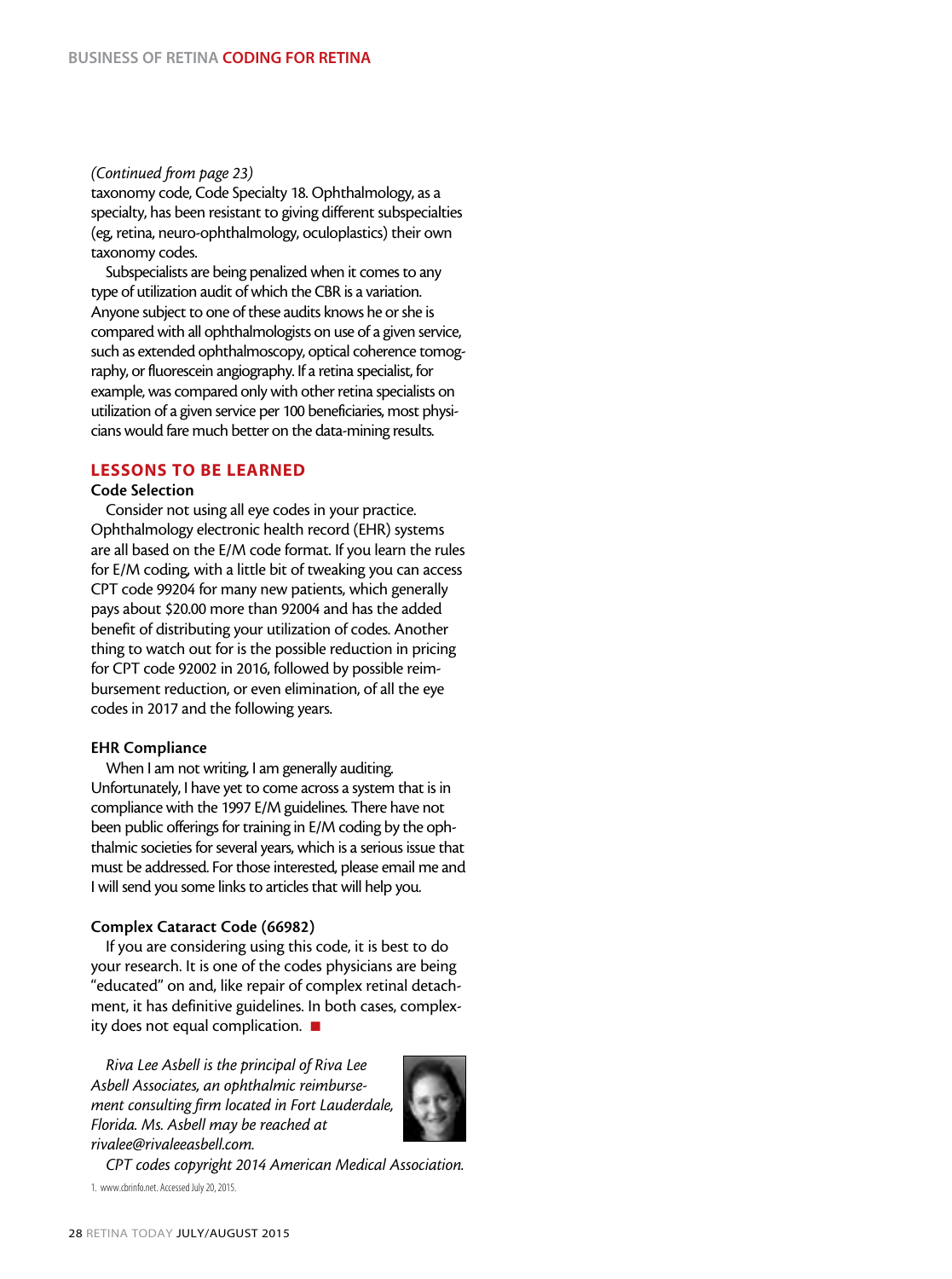*(Continued from page 23)*

taxonomy code, Code Specialty 18. Ophthalmology, as a specialty, has been resistant to giving different subspecialties (eg, retina, neuro-ophthalmology, oculoplastics) their own taxonomy codes.

Subspecialists are being penalized when it comes to any type of utilization audit of which the CBR is a variation. Anyone subject to one of these audits knows he or she is compared with all ophthalmologists on use of a given service, such as extended ophthalmoscopy, optical coherence tomography, or fluorescein angiography. If a retina specialist, for example, was compared only with other retina specialists on utilization of a given service per 100 beneficiaries, most physicians would fare much better on the data-mining results.

## LESSONS TO BE LEARNED

### Code Selection

Consider not using all eye codes in your practice. Ophthalmology electronic health record (EHR) systems are all based on the E/M code format. If you learn the rules for E/M coding, with a little bit of tweaking you can access CPT code 99204 for many new patients, which generally pays about $20.00 more than 92004 and has the added benefit of distributing your utilization of codes. Another thing to watch out for is the possible reduction in pricing for CPT code 92002 in 2016, followed by possible reimbursement reduction, or even elimination, of all the eye codes in 2017 and the following years.

### EHR Compliance

When I am not writing, I am generally auditing. Unfortunately, I have yet to come across a system that is in compliance with the 1997 E/M guidelines. There have not been public offerings for training in E/M coding by the ophthalmic societies for several years, which is a serious issue that must be addressed. For those interested, please email me and I will send you some links to articles that will help you.

### Complex Cataract Code (66982)

If you are considering using this code, it is best to do your research. It is one of the codes physicians are being "educated" on and, like repair of complex retinal detachment, it has definitive guidelines. In both cases, complexity does not equal complication. ■

*Riva Lee Asbell is the principal of Riva Lee Asbell Associates, an ophthalmic reimbursement consulting firm located in Fort Lauderdale, Florida. Ms. Asbell may be reached at rivalee@rivaleeasbell.com.*

*CPT codes copyright 2014 American Medical Association.*

1. www.cbrinfo.net. Accessed July 20, 2015.